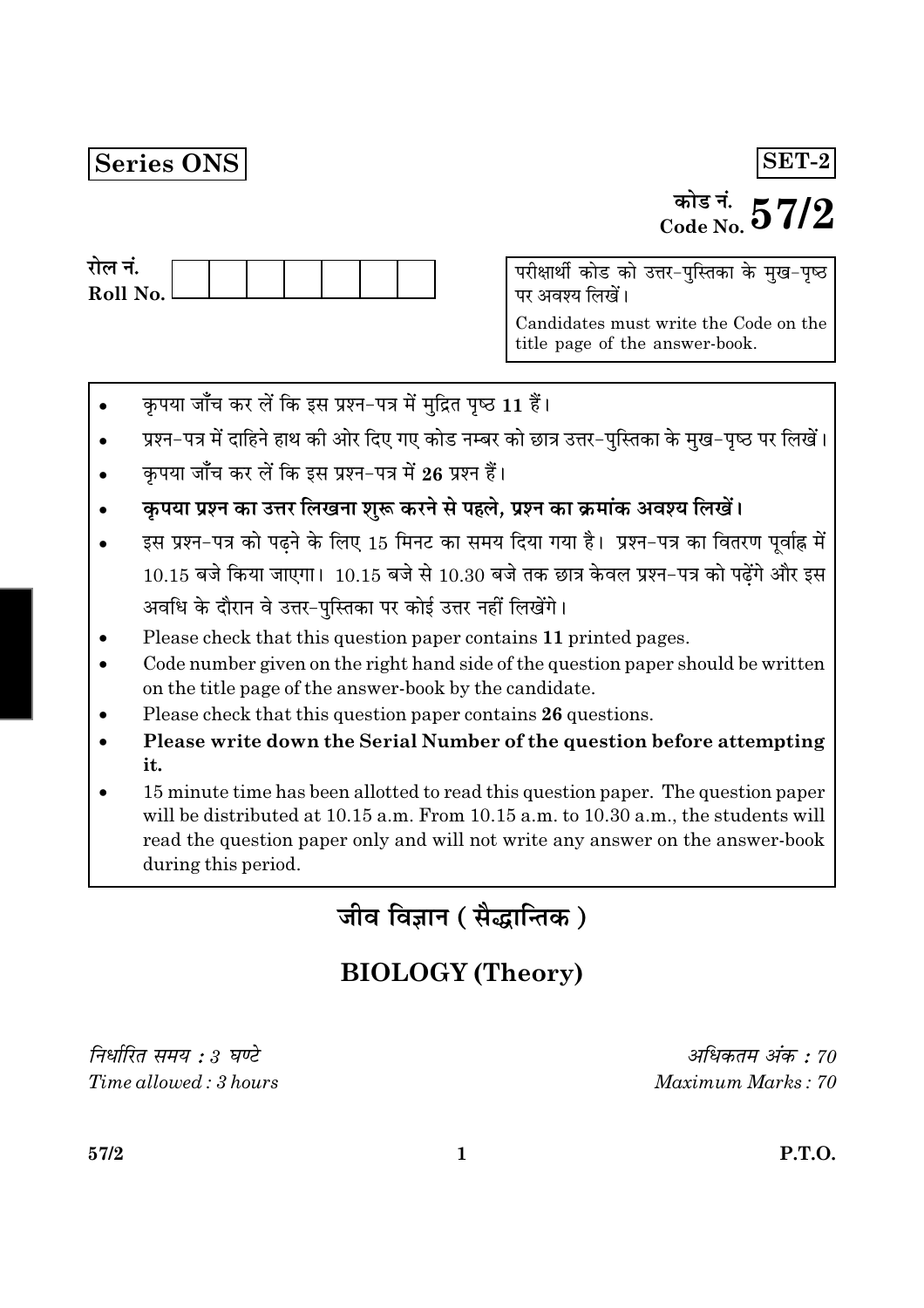**Series ONS**

**SET-2**

कोड नं.
Code No. **57/2**

रोल नं.
Roll No.

| | | | | | | |
|---|---|---|---|---|---|---|
| | | | | | | |

परीक्षार्थी कोड को उत्तर-पुस्तिका के मुख-पृष्ठ पर अवश्य लिखें।

Candidates must write the Code on the title page of the answer-book.

- कृपया जाँच कर लें कि इस प्रश्न-पत्र में मुद्रित पृष्ठ **11** हैं।
- प्रश्न-पत्र में दाहिने हाथ की ओर दिए गए कोड नम्बर को छात्र उत्तर-पुस्तिका के मुख-पृष्ठ पर लिखें।
- कृपया जाँच कर लें कि इस प्रश्न-पत्र में **26** प्रश्न हैं।
- **कृपया प्रश्न का उत्तर लिखना शुरू करने से पहले, प्रश्न का क्रमांक अवश्य लिखें।**
- इस प्रश्न-पत्र को पढ़ने के लिए 15 मिनट का समय दिया गया है। प्रश्न-पत्र का वितरण पूर्वाह्न में 10.15 बजे किया जाएगा। 10.15 बजे से 10.30 बजे तक छात्र केवल प्रश्न-पत्र को पढ़ेंगे और इस अवधि के दौरान वे उत्तर-पुस्तिका पर कोई उत्तर नहीं लिखेंगे।
- Please check that this question paper contains **11** printed pages.
- Code number given on the right hand side of the question paper should be written on the title page of the answer-book by the candidate.
- Please check that this question paper contains **26** questions.
- **Please write down the Serial Number of the question before attempting it.**
- 15 minute time has been allotted to read this question paper. The question paper will be distributed at 10.15 a.m. From 10.15 a.m. to 10.30 a.m., the students will read the question paper only and will not write any answer on the answer-book during this period.

# जीव विज्ञान ( सैद्धान्तिक )

# BIOLOGY (Theory)

*निर्धारित समय : 3 घण्टे*
*Time allowed : 3 hours*

*अधिकतम अंक : 70*
*Maximum Marks : 70*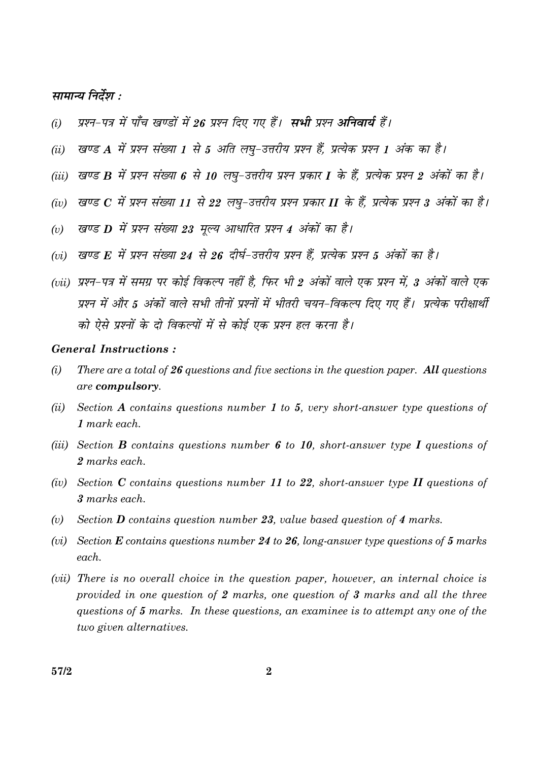*सामान्य निर्देश :*

*(i)* *प्रश्न-पत्र में पाँच खण्डों में **26** प्रश्न दिए गए हैं। **सभी** प्रश्न **अनिवार्य** हैं।*

*(ii)* *खण्ड **A** में प्रश्न संख्या **1** से **5** अति लघु-उत्तरीय प्रश्न हैं, प्रत्येक प्रश्न **1** अंक का है।*

*(iii)* *खण्ड **B** में प्रश्न संख्या **6** से **10** लघु-उत्तरीय प्रश्न प्रकार **I** के हैं, प्रत्येक प्रश्न **2** अंकों का है।*

*(iv)* *खण्ड **C** में प्रश्न संख्या **11** से **22** लघु-उत्तरीय प्रश्न प्रकार **II** के हैं, प्रत्येक प्रश्न **3** अंकों का है।*

*(v)* *खण्ड **D** में प्रश्न संख्या **23** मूल्य आधारित प्रश्न **4** अंकों का है।*

*(vi)* *खण्ड **E** में प्रश्न संख्या **24** से **26** दीर्घ-उत्तरीय प्रश्न हैं, प्रत्येक प्रश्न **5** अंकों का है।*

*(vii)* *प्रश्न-पत्र में समग्र पर कोई विकल्प नहीं है, फिर भी **2** अंकों वाले एक प्रश्न में, **3** अंकों वाले एक प्रश्न में और **5** अंकों वाले सभी तीनों प्रश्नों में भीतरी चयन-विकल्प दिए गए हैं। प्रत्येक परीक्षार्थी को ऐसे प्रश्नों के दो विकल्पों में से कोई एक प्रश्न हल करना है।*

***General Instructions :***

*(i)* *There are a total of **26** questions and five sections in the question paper. **All** questions are **compulsory**.*

*(ii)* *Section **A** contains questions number **1** to **5**, very short-answer type questions of **1** mark each.*

*(iii)* *Section **B** contains questions number **6** to **10**, short-answer type **I** questions of **2** marks each.*

*(iv)* *Section **C** contains questions number **11** to **22**, short-answer type **II** questions of **3** marks each.*

*(v)* *Section **D** contains question number **23**, value based question of **4** marks.*

*(vi)* *Section **E** contains questions number **24** to **26**, long-answer type questions of **5** marks each.*

*(vii)* *There is no overall choice in the question paper, however, an internal choice is provided in one question of **2** marks, one question of **3** marks and all the three questions of **5** marks. In these questions, an examinee is to attempt any one of the two given alternatives.*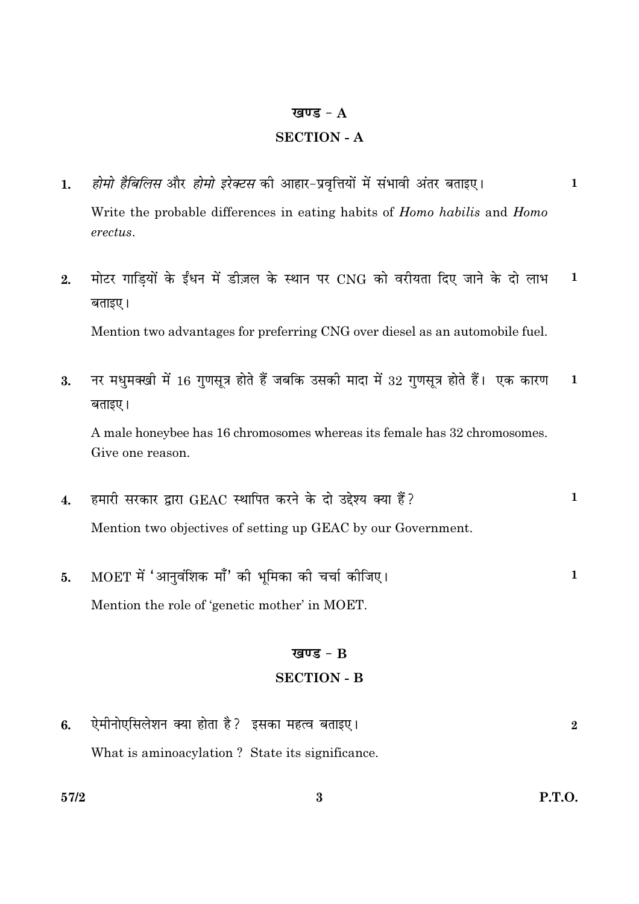## खण्ड - A

## SECTION - A

1. *होमो हैबिलिस* और *होमो इरेक्टस* की आहार-प्रवृत्तियों में संभावी अंतर बताइए। **1**

   Write the probable differences in eating habits of *Homo habilis* and *Homo erectus*.

2. मोटर गाड़ियों के ईंधन में डीज़ल के स्थान पर CNG को वरीयता दिए जाने के दो लाभ बताइए। **1**

   Mention two advantages for preferring CNG over diesel as an automobile fuel.

3. नर मधुमक्खी में 16 गुणसूत्र होते हैं जबकि उसकी मादा में 32 गुणसूत्र होते हैं। एक कारण बताइए। **1**

   A male honeybee has 16 chromosomes whereas its female has 32 chromosomes. Give one reason.

4. हमारी सरकार द्वारा GEAC स्थापित करने के दो उद्देश्य क्या हैं? **1**

   Mention two objectives of setting up GEAC by our Government.

5. MOET में 'आनुवंशिक माँ' की भूमिका की चर्चा कीजिए। **1**

   Mention the role of 'genetic mother' in MOET.

## खण्ड - B

## SECTION - B

6. ऐमीनोएसिलेशन क्या होता है? इसका महत्व बताइए। **2**

   What is aminoacylation ? State its significance.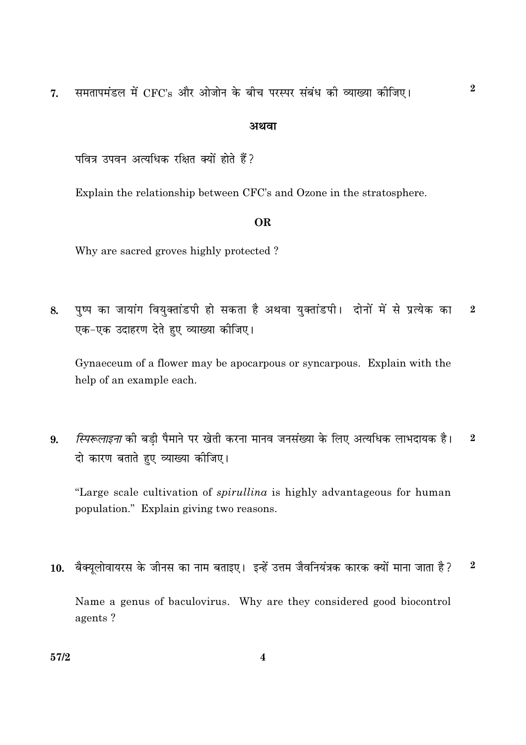7. समतापमंडल में CFC's और ओजोन के बीच परस्पर संबंध की व्याख्या कीजिए। **2**

**अथवा**

पवित्र उपवन अत्यधिक रक्षित क्यों होते हैं?

Explain the relationship between CFC's and Ozone in the stratosphere.

**OR**

Why are sacred groves highly protected ?

8. पुष्प का जायांग वियुक्तांडपी हो सकता है अथवा युक्तांडपी। दोनों में से प्रत्येक का एक-एक उदाहरण देते हुए व्याख्या कीजिए। **2**

Gynaeceum of a flower may be apocarpous or syncarpous. Explain with the help of an example each.

9. *स्पिरूलाइना* की बड़ी पैमाने पर खेती करना मानव जनसंख्या के लिए अत्यधिक लाभदायक है। दो कारण बताते हुए व्याख्या कीजिए। **2**

"Large scale cultivation of *spirullina* is highly advantageous for human population." Explain giving two reasons.

10. बैक्यूलोवायरस के जीनस का नाम बताइए। इन्हें उत्तम जैवनियंत्रक कारक क्यों माना जाता है? **2**

Name a genus of baculovirus. Why are they considered good biocontrol agents ?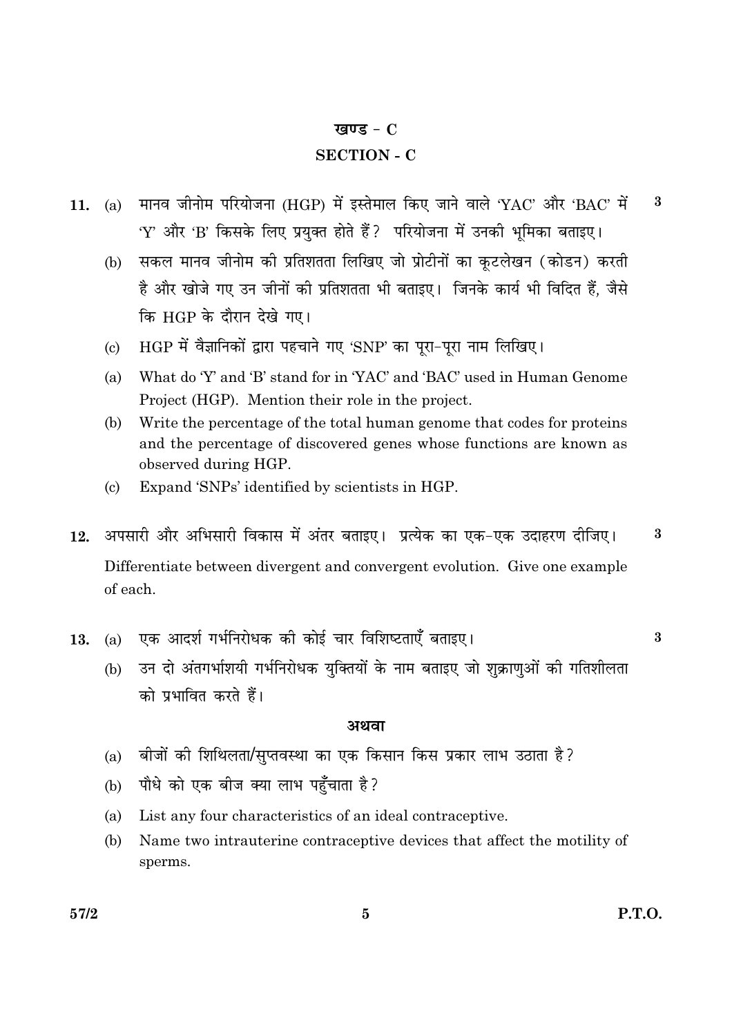## खण्ड - C

## SECTION - C

**11.** (a) मानव जीनोम परियोजना (HGP) में इस्तेमाल किए जाने वाले 'YAC' और 'BAC' में 'Y' और 'B' किसके लिए प्रयुक्त होते हैं? परियोजना में उनकी भूमिका बताइए। **3**

(b) सकल मानव जीनोम की प्रतिशतता लिखिए जो प्रोटीनों का कूटलेखन (कोडन) करती है और खोजे गए उन जीनों की प्रतिशतता भी बताइए। जिनके कार्य भी विदित हैं, जैसे कि HGP के दौरान देखे गए।

(c) HGP में वैज्ञानिकों द्वारा पहचाने गए 'SNP' का पूरा-पूरा नाम लिखिए।

(a) What do 'Y' and 'B' stand for in 'YAC' and 'BAC' used in Human Genome Project (HGP). Mention their role in the project.

(b) Write the percentage of the total human genome that codes for proteins and the percentage of discovered genes whose functions are known as observed during HGP.

(c) Expand 'SNPs' identified by scientists in HGP.

**12.** अपसारी और अभिसारी विकास में अंतर बताइए। प्रत्येक का एक-एक उदाहरण दीजिए। **3**

Differentiate between divergent and convergent evolution. Give one example of each.

**13.** (a) एक आदर्श गर्भनिरोधक की कोई चार विशिष्टताएँ बताइए। **3**

(b) उन दो अंतगर्भाशयी गर्भनिरोधक युक्तियों के नाम बताइए जो शुक्राणुओं की गतिशीलता को प्रभावित करते हैं।

**अथवा**

(a) बीजों की शिथिलता/सुप्तवस्था का एक किसान किस प्रकार लाभ उठाता है?

(b) पौधे को एक बीज क्या लाभ पहुँचाता है?

(a) List any four characteristics of an ideal contraceptive.

(b) Name two intrauterine contraceptive devices that affect the motility of sperms.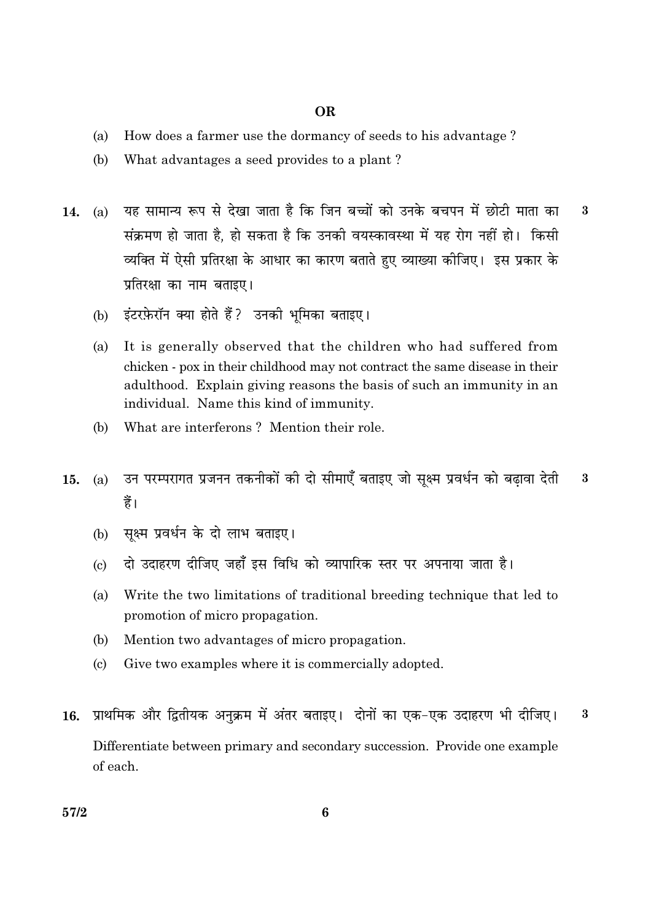**OR**

(a) How does a farmer use the dormancy of seeds to his advantage ?

(b) What advantages a seed provides to a plant ?

**14.** (a) यह सामान्य रूप से देखा जाता है कि जिन बच्चों को उनके बचपन में छोटी माता का संक्रमण हो जाता है, हो सकता है कि उनकी वयस्कावस्था में यह रोग नहीं हो। किसी व्यक्ति में ऐसी प्रतिरक्षा के आधार का कारण बताते हुए व्याख्या कीजिए। इस प्रकार के प्रतिरक्षा का नाम बताइए। **3**

(b) इंटरफ़ेरॉन क्या होते हैं ? उनकी भूमिका बताइए।

(a) It is generally observed that the children who had suffered from chicken - pox in their childhood may not contract the same disease in their adulthood. Explain giving reasons the basis of such an immunity in an individual. Name this kind of immunity.

(b) What are interferons ? Mention their role.

**15.** (a) उन परम्परागत प्रजनन तकनीकों की दो सीमाएँ बताइए जो सूक्ष्म प्रवर्धन को बढ़ावा देती हैं। **3**

(b) सूक्ष्म प्रवर्धन के दो लाभ बताइए।

(c) दो उदाहरण दीजिए जहाँ इस विधि को व्यापारिक स्तर पर अपनाया जाता है।

(a) Write the two limitations of traditional breeding technique that led to promotion of micro propagation.

(b) Mention two advantages of micro propagation.

(c) Give two examples where it is commercially adopted.

**16.** प्राथमिक और द्वितीयक अनुक्रम में अंतर बताइए। दोनों का एक-एक उदाहरण भी दीजिए। **3**

Differentiate between primary and secondary succession. Provide one example of each.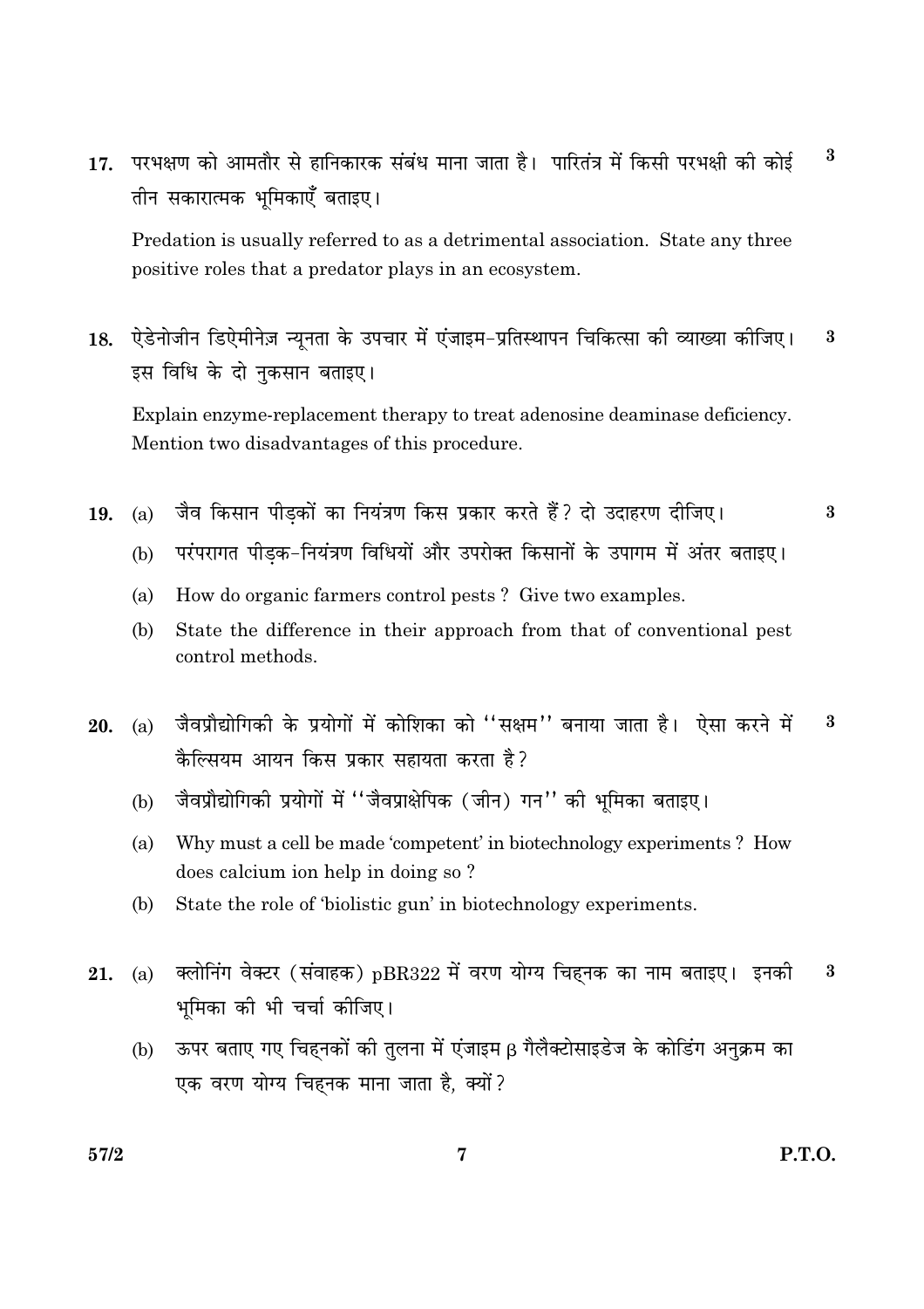17. परभक्षण को आमतौर से हानिकारक संबंध माना जाता है। पारितंत्र में किसी परभक्षी की कोई तीन सकारात्मक भूमिकाएँ बताइए। 3

Predation is usually referred to as a detrimental association. State any three positive roles that a predator plays in an ecosystem.

18. ऐडेनोजीन डिऐमीनेज़ न्यूनता के उपचार में एंज़ाइम-प्रतिस्थापन चिकित्सा की व्याख्या कीजिए। इस विधि के दो नुकसान बताइए। 3

Explain enzyme-replacement therapy to treat adenosine deaminase deficiency. Mention two disadvantages of this procedure.

19. (a) जैव किसान पीड़कों का नियंत्रण किस प्रकार करते हैं? दो उदाहरण दीजिए। 3

(b) परंपरागत पीड़क-नियंत्रण विधियों और उपरोक्त किसानों के उपागम में अंतर बताइए।

(a) How do organic farmers control pests ? Give two examples.

(b) State the difference in their approach from that of conventional pest control methods.

20. (a) जैवप्रौद्योगिकी के प्रयोगों में कोशिका को ''सक्षम'' बनाया जाता है। ऐसा करने में कैल्सियम आयन किस प्रकार सहायता करता है? 3

(b) जैवप्रौद्योगिकी प्रयोगों में ''जैवप्राक्षेपिक (जीन) गन'' की भूमिका बताइए।

(a) Why must a cell be made 'competent' in biotechnology experiments ? How does calcium ion help in doing so ?

(b) State the role of 'biolistic gun' in biotechnology experiments.

21. (a) क्लोनिंग वेक्टर (संवाहक) pBR322 में वरण योग्य चिह्नक का नाम बताइए। इनकी भूमिका की भी चर्चा कीजिए। 3

(b) ऊपर बताए गए चिह्नकों की तुलना में एंजाइम $\beta$ गैलैक्टोसाइडेज के कोडिंग अनुक्रम का एक वरण योग्य चिह्नक माना जाता है, क्यों?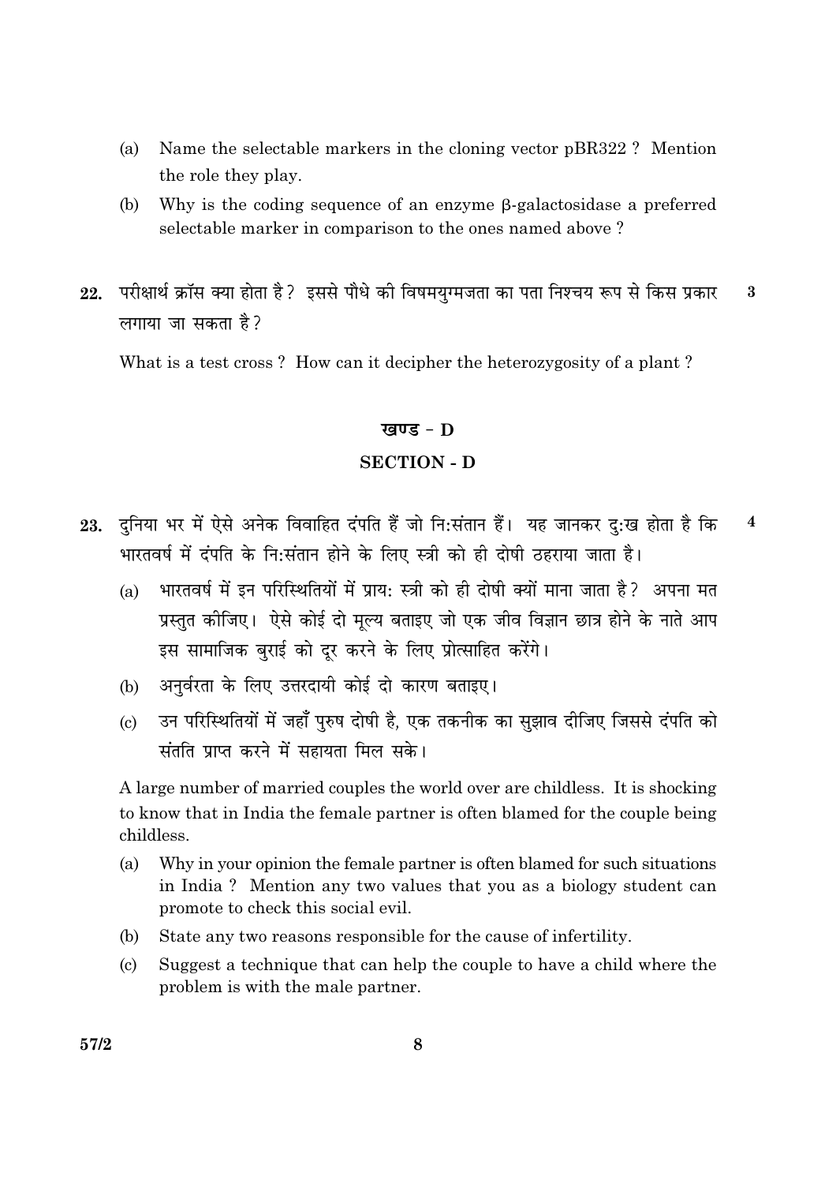(a) Name the selectable markers in the cloning vector pBR322 ? Mention the role they play.

(b) Why is the coding sequence of an enzyme β-galactosidase a preferred selectable marker in comparison to the ones named above ?

**22.** परीक्षार्थ क्रॉस क्या होता है ? इससे पौधे की विषमयुग्मजता का पता निश्चय रूप से किस प्रकार लगाया जा सकता है ? **3**

What is a test cross ? How can it decipher the heterozygosity of a plant ?

## खण्ड - D

## SECTION - D

**23.** दुनिया भर में ऐसे अनेक विवाहित दंपति हैं जो नि:संतान हैं। यह जानकर दु:ख होता है कि भारतवर्ष में दंपति के नि:संतान होने के लिए स्त्री को ही दोषी ठहराया जाता है। **4**

(a) भारतवर्ष में इन परिस्थितियों में प्राय: स्त्री को ही दोषी क्यों माना जाता है ? अपना मत प्रस्तुत कीजिए। ऐसे कोई दो मूल्य बताइए जो एक जीव विज्ञान छात्र होने के नाते आप इस सामाजिक बुराई को दूर करने के लिए प्रोत्साहित करेंगे।

(b) अनुर्वरता के लिए उत्तरदायी कोई दो कारण बताइए।

(c) उन परिस्थितियों में जहाँ पुरुष दोषी है, एक तकनीक का सुझाव दीजिए जिससे दंपति को संतति प्राप्त करने में सहायता मिल सके।

A large number of married couples the world over are childless. It is shocking to know that in India the female partner is often blamed for the couple being childless.

(a) Why in your opinion the female partner is often blamed for such situations in India ? Mention any two values that you as a biology student can promote to check this social evil.

(b) State any two reasons responsible for the cause of infertility.

(c) Suggest a technique that can help the couple to have a child where the problem is with the male partner.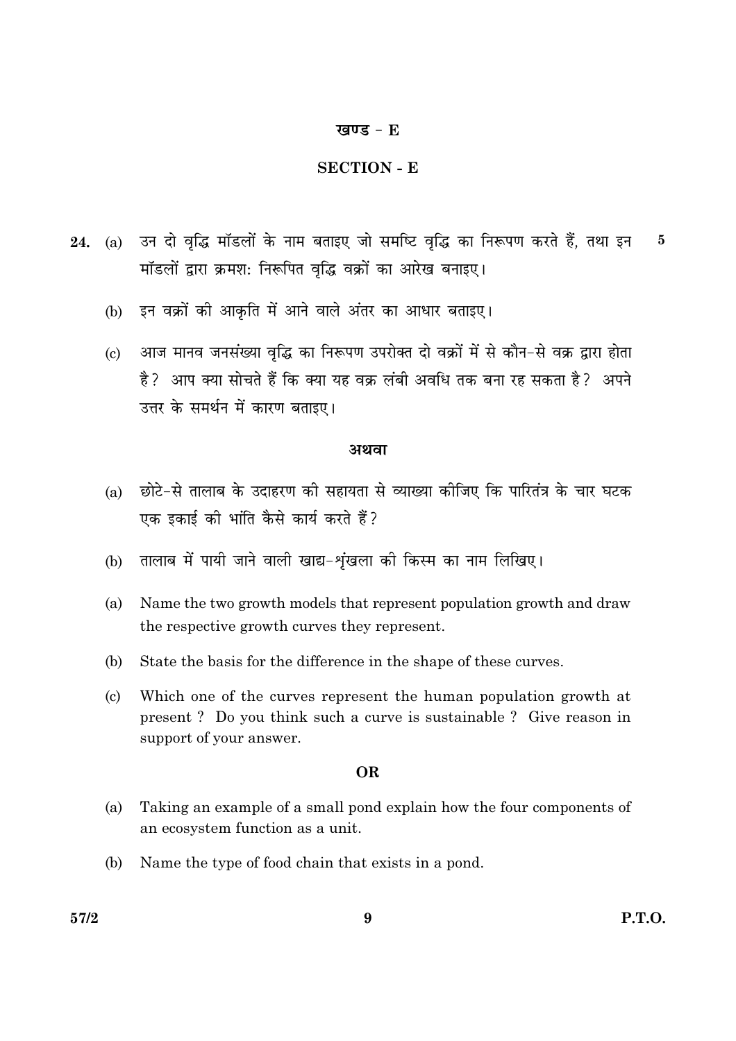## खण्ड - E

## SECTION - E

**24.** (a) उन दो वृद्धि मॉडलों के नाम बताइए जो समष्टि वृद्धि का निरूपण करते हैं, तथा इन मॉडलों द्वारा क्रमशः निरूपित वृद्धि वक्रों का आरेख बनाइए। **5**

(b) इन वक्रों की आकृति में आने वाले अंतर का आधार बताइए।

(c) आज मानव जनसंख्या वृद्धि का निरूपण उपरोक्त दो वक्रों में से कौन-से वक्र द्वारा होता है? आप क्या सोचते हैं कि क्या यह वक्र लंबी अवधि तक बना रह सकता है? अपने उत्तर के समर्थन में कारण बताइए।

**अथवा**

(a) छोटे-से तालाब के उदाहरण की सहायता से व्याख्या कीजिए कि पारितंत्र के चार घटक एक इकाई की भांति कैसे कार्य करते हैं?

(b) तालाब में पायी जाने वाली खाद्य-शृंखला की किस्म का नाम लिखिए।

(a) Name the two growth models that represent population growth and draw the respective growth curves they represent.

(b) State the basis for the difference in the shape of these curves.

(c) Which one of the curves represent the human population growth at present ? Do you think such a curve is sustainable ? Give reason in support of your answer.

**OR**

(a) Taking an example of a small pond explain how the four components of an ecosystem function as a unit.

(b) Name the type of food chain that exists in a pond.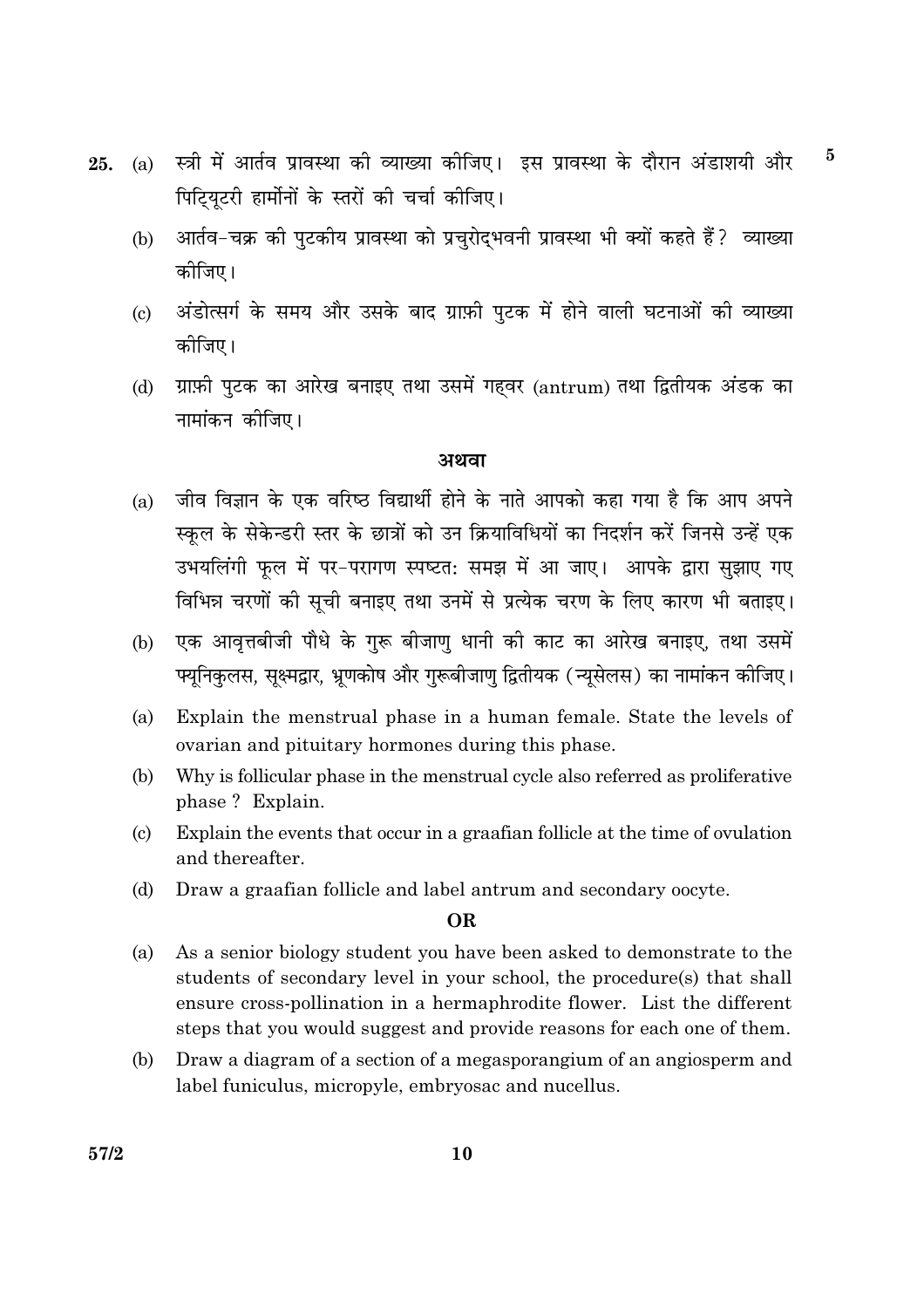25. (a) स्त्री में आर्तव प्रावस्था की व्याख्या कीजिए। इस प्रावस्था के दौरान अंडाशयी और पिट्यूटरी हार्मोनों के स्तरों की चर्चा कीजिए। **5**

(b) आर्तव-चक्र की पुटकीय प्रावस्था को प्रचुरोद्भवनी प्रावस्था भी क्यों कहते हैं? व्याख्या कीजिए।

(c) अंडोत्सर्ग के समय और उसके बाद ग्राफ़ी पुटक में होने वाली घटनाओं की व्याख्या कीजिए।

(d) ग्राफ़ी पुटक का आरेख बनाइए तथा उसमें गह्वर (antrum) तथा द्वितीयक अंडक का नामांकन कीजिए।

**अथवा**

(a) जीव विज्ञान के एक वरिष्ठ विद्यार्थी होने के नाते आपको कहा गया है कि आप अपने स्कूल के सेकेन्डरी स्तर के छात्रों को उन क्रियाविधियों का निदर्शन करें जिनसे उन्हें एक उभयलिंगी फूल में पर-परागण स्पष्टतः समझ में आ जाए। आपके द्वारा सुझाए गए विभिन्न चरणों की सूची बनाइए तथा उनमें से प्रत्येक चरण के लिए कारण भी बताइए।

(b) एक आवृत्तबीजी पौधे के गुरू बीजाणु धानी की काट का आरेख बनाइए, तथा उसमें फ्यूनिकुलस, सूक्ष्मद्वार, भ्रूणकोष और गुरूबीजाणु द्वितीयक (न्यूसेलस) का नामांकन कीजिए।

(a) Explain the menstrual phase in a human female. State the levels of ovarian and pituitary hormones during this phase.

(b) Why is follicular phase in the menstrual cycle also referred as proliferative phase ? Explain.

(c) Explain the events that occur in a graafian follicle at the time of ovulation and thereafter.

(d) Draw a graafian follicle and label antrum and secondary oocyte.

**OR**

(a) As a senior biology student you have been asked to demonstrate to the students of secondary level in your school, the procedure(s) that shall ensure cross-pollination in a hermaphrodite flower. List the different steps that you would suggest and provide reasons for each one of them.

(b) Draw a diagram of a section of a megasporangium of an angiosperm and label funiculus, micropyle, embryosac and nucellus.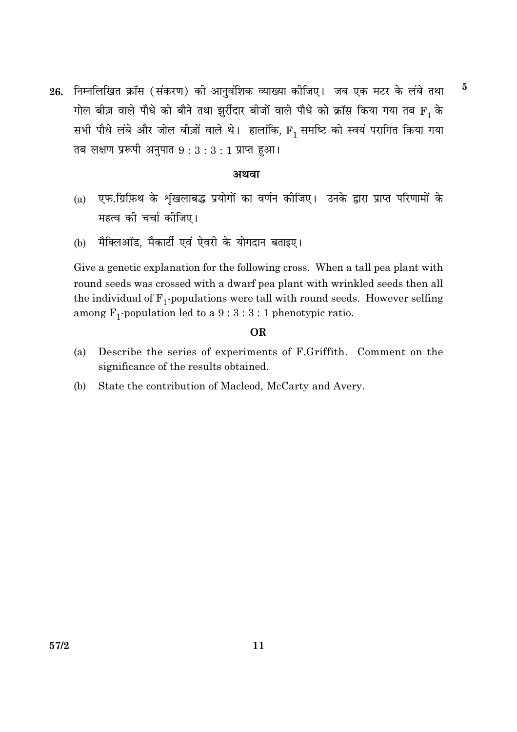26. निम्नलिखित क्रॉस (संकरण) की आनुवंशिक व्याख्या कीजिए। जब एक मटर के लंबे तथा गोल बीज़ वाले पौधे को बौने तथा झुर्रीदार बीजों वाले पौधे को क्रॉस किया गया तब $F_1$ के सभी पौधे लंबे और जोल बीज़ों वाले थे। हालांकि, $F_1$ समष्टि को स्वयं परागित किया गया तब लक्षण प्ररूपी अनुपात 9 : 3 : 3 : 1 प्राप्त हुआ। **5**

**अथवा**

(a) एफ.ग्रिफ़िथ के शृंखलाबद्ध प्रयोगों का वर्णन कीजिए। उनके द्वारा प्राप्त परिणामों के महत्व की चर्चा कीजिए।

(b) मैक्लिऑड, मैकार्टी एवं ऐवरी के योगदान बताइए।

Give a genetic explanation for the following cross. When a tall pea plant with round seeds was crossed with a dwarf pea plant with wrinkled seeds then all the individual of $F_1$-populations were tall with round seeds. However selfing among $F_1$-population led to a 9 : 3 : 3 : 1 phenotypic ratio.

**OR**

(a) Describe the series of experiments of F.Griffith. Comment on the significance of the results obtained.

(b) State the contribution of Macleod, McCarty and Avery.